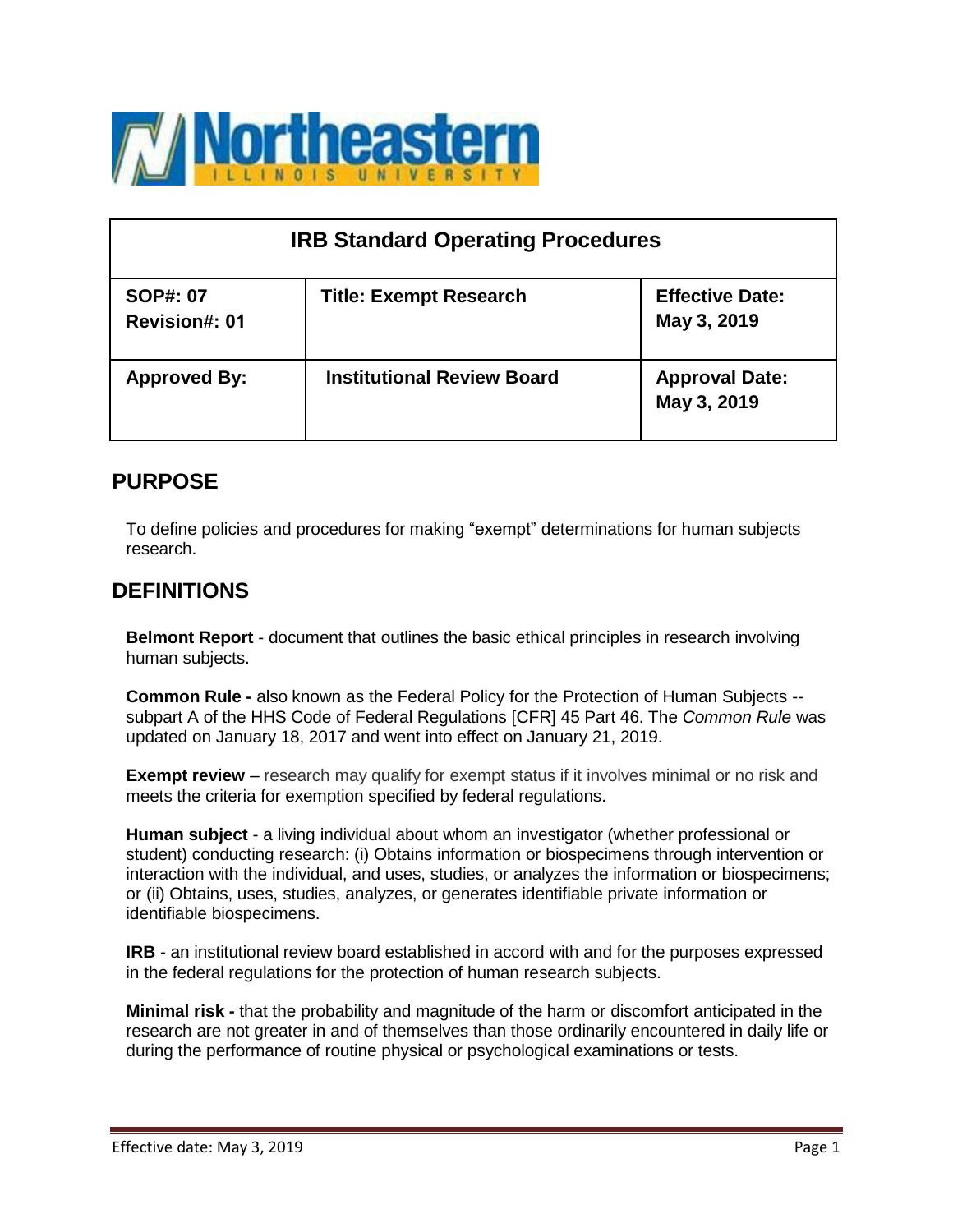Northeastern
ILLINOIS UNIVERSITY

| IRB Standard Operating Procedures | | |
|---|---|---|
| **SOP#: 07**<br>**Revision#: 01** | **Title: Exempt Research** | **Effective Date:**<br>**May 3, 2019** |
| **Approved By:** | **Institutional Review Board** | **Approval Date:**<br>**May 3, 2019** |

## PURPOSE

To define policies and procedures for making "exempt" determinations for human subjects research.

## DEFINITIONS

**Belmont Report** - document that outlines the basic ethical principles in research involving human subjects.

**Common Rule -** also known as the Federal Policy for the Protection of Human Subjects -- subpart A of the HHS Code of Federal Regulations [CFR] 45 Part 46. The *Common Rule* was updated on January 18, 2017 and went into effect on January 21, 2019.

**Exempt review** – research may qualify for exempt status if it involves minimal or no risk and meets the criteria for exemption specified by federal regulations.

**Human subject** - a living individual about whom an investigator (whether professional or student) conducting research: (i) Obtains information or biospecimens through intervention or interaction with the individual, and uses, studies, or analyzes the information or biospecimens; or (ii) Obtains, uses, studies, analyzes, or generates identifiable private information or identifiable biospecimens.

**IRB** - an institutional review board established in accord with and for the purposes expressed in the federal regulations for the protection of human research subjects.

**Minimal risk -** that the probability and magnitude of the harm or discomfort anticipated in the research are not greater in and of themselves than those ordinarily encountered in daily life or during the performance of routine physical or psychological examinations or tests.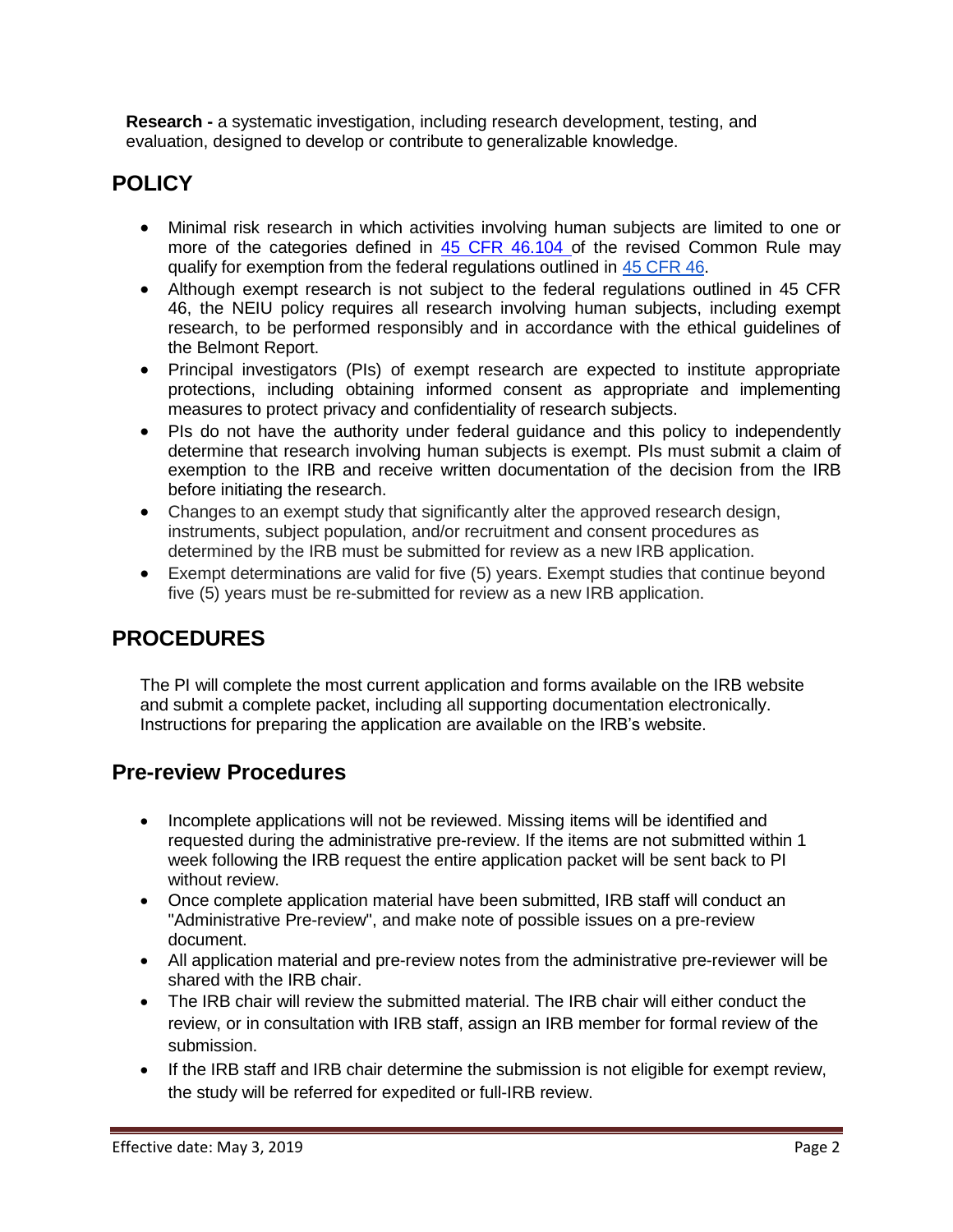**Research -** a systematic investigation, including research development, testing, and evaluation, designed to develop or contribute to generalizable knowledge.

## POLICY

- Minimal risk research in which activities involving human subjects are limited to one or more of the categories defined in [45 CFR 46.104](#) of the revised Common Rule may qualify for exemption from the federal regulations outlined in [45 CFR 46](#).
- Although exempt research is not subject to the federal regulations outlined in 45 CFR 46, the NEIU policy requires all research involving human subjects, including exempt research, to be performed responsibly and in accordance with the ethical guidelines of the Belmont Report.
- Principal investigators (PIs) of exempt research are expected to institute appropriate protections, including obtaining informed consent as appropriate and implementing measures to protect privacy and confidentiality of research subjects.
- PIs do not have the authority under federal guidance and this policy to independently determine that research involving human subjects is exempt. PIs must submit a claim of exemption to the IRB and receive written documentation of the decision from the IRB before initiating the research.
- Changes to an exempt study that significantly alter the approved research design, instruments, subject population, and/or recruitment and consent procedures as determined by the IRB must be submitted for review as a new IRB application.
- Exempt determinations are valid for five (5) years. Exempt studies that continue beyond five (5) years must be re-submitted for review as a new IRB application.

## PROCEDURES

The PI will complete the most current application and forms available on the IRB website and submit a complete packet, including all supporting documentation electronically. Instructions for preparing the application are available on the IRB's website.

### Pre-review Procedures

- Incomplete applications will not be reviewed. Missing items will be identified and requested during the administrative pre-review. If the items are not submitted within 1 week following the IRB request the entire application packet will be sent back to PI without review.
- Once complete application material have been submitted, IRB staff will conduct an "Administrative Pre-review", and make note of possible issues on a pre-review document.
- All application material and pre-review notes from the administrative pre-reviewer will be shared with the IRB chair.
- The IRB chair will review the submitted material. The IRB chair will either conduct the review, or in consultation with IRB staff, assign an IRB member for formal review of the submission.
- If the IRB staff and IRB chair determine the submission is not eligible for exempt review, the study will be referred for expedited or full-IRB review.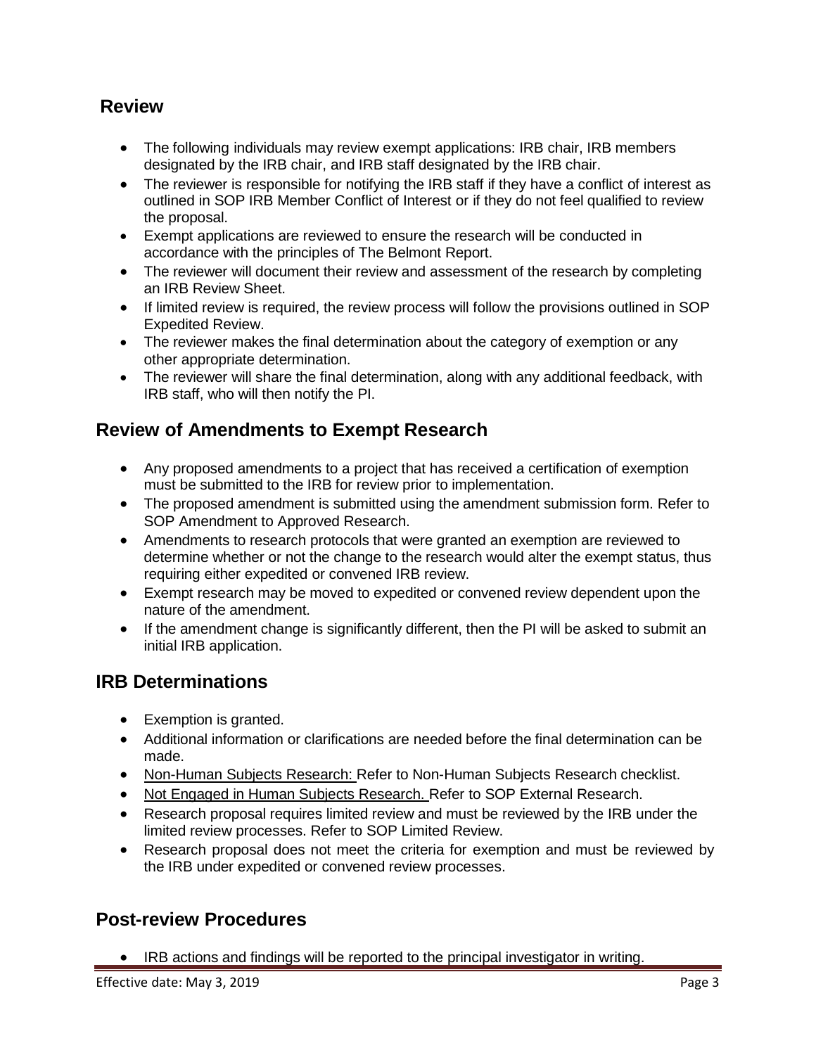## Review

- The following individuals may review exempt applications: IRB chair, IRB members designated by the IRB chair, and IRB staff designated by the IRB chair.
- The reviewer is responsible for notifying the IRB staff if they have a conflict of interest as outlined in SOP IRB Member Conflict of Interest or if they do not feel qualified to review the proposal.
- Exempt applications are reviewed to ensure the research will be conducted in accordance with the principles of The Belmont Report.
- The reviewer will document their review and assessment of the research by completing an IRB Review Sheet.
- If limited review is required, the review process will follow the provisions outlined in SOP Expedited Review.
- The reviewer makes the final determination about the category of exemption or any other appropriate determination.
- The reviewer will share the final determination, along with any additional feedback, with IRB staff, who will then notify the PI.

## Review of Amendments to Exempt Research

- Any proposed amendments to a project that has received a certification of exemption must be submitted to the IRB for review prior to implementation.
- The proposed amendment is submitted using the amendment submission form. Refer to SOP Amendment to Approved Research.
- Amendments to research protocols that were granted an exemption are reviewed to determine whether or not the change to the research would alter the exempt status, thus requiring either expedited or convened IRB review.
- Exempt research may be moved to expedited or convened review dependent upon the nature of the amendment.
- If the amendment change is significantly different, then the PI will be asked to submit an initial IRB application.

## IRB Determinations

- Exemption is granted.
- Additional information or clarifications are needed before the final determination can be made.
- Non-Human Subjects Research: Refer to Non-Human Subjects Research checklist.
- Not Engaged in Human Subjects Research. Refer to SOP External Research.
- Research proposal requires limited review and must be reviewed by the IRB under the limited review processes. Refer to SOP Limited Review.
- Research proposal does not meet the criteria for exemption and must be reviewed by the IRB under expedited or convened review processes.

## Post-review Procedures

- IRB actions and findings will be reported to the principal investigator in writing.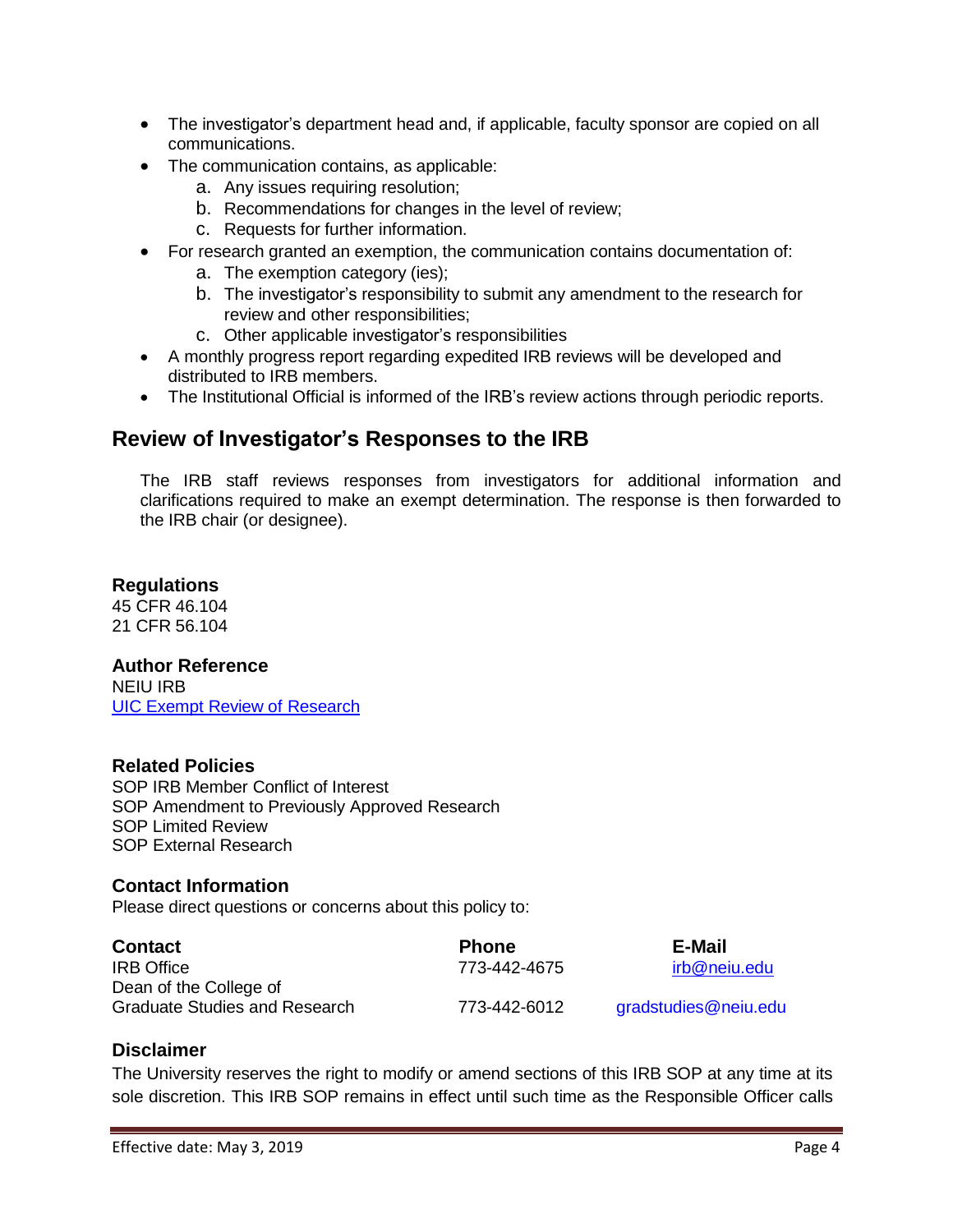- The investigator's department head and, if applicable, faculty sponsor are copied on all communications.
- The communication contains, as applicable:
  a. Any issues requiring resolution;
  b. Recommendations for changes in the level of review;
  c. Requests for further information.
- For research granted an exemption, the communication contains documentation of:
  a. The exemption category (ies);
  b. The investigator's responsibility to submit any amendment to the research for review and other responsibilities;
  c. Other applicable investigator's responsibilities
- A monthly progress report regarding expedited IRB reviews will be developed and distributed to IRB members.
- The Institutional Official is informed of the IRB's review actions through periodic reports.

## Review of Investigator's Responses to the IRB

The IRB staff reviews responses from investigators for additional information and clarifications required to make an exempt determination. The response is then forwarded to the IRB chair (or designee).

### Regulations

45 CFR 46.104
21 CFR 56.104

### Author Reference

NEIU IRB
UIC Exempt Review of Research

### Related Policies

SOP IRB Member Conflict of Interest
SOP Amendment to Previously Approved Research
SOP Limited Review
SOP External Research

### Contact Information

Please direct questions or concerns about this policy to:

| Contact | Phone | E-Mail |
|---|---|---|
| IRB Office | 773-442-4675 | irb@neiu.edu |
| Dean of the College of Graduate Studies and Research | 773-442-6012 | gradstudies@neiu.edu |

### Disclaimer

The University reserves the right to modify or amend sections of this IRB SOP at any time at its sole discretion. This IRB SOP remains in effect until such time as the Responsible Officer calls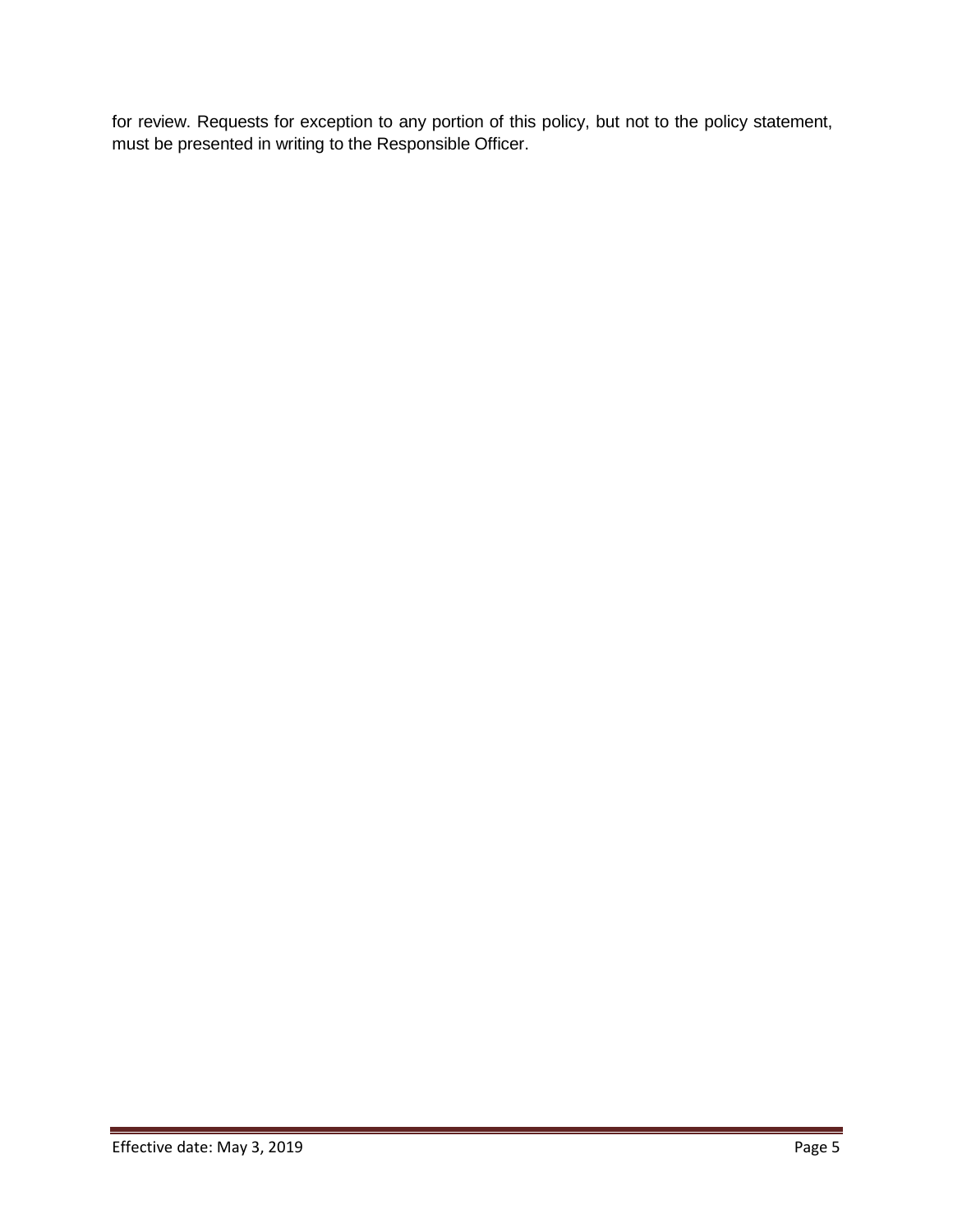for review. Requests for exception to any portion of this policy, but not to the policy statement, must be presented in writing to the Responsible Officer.